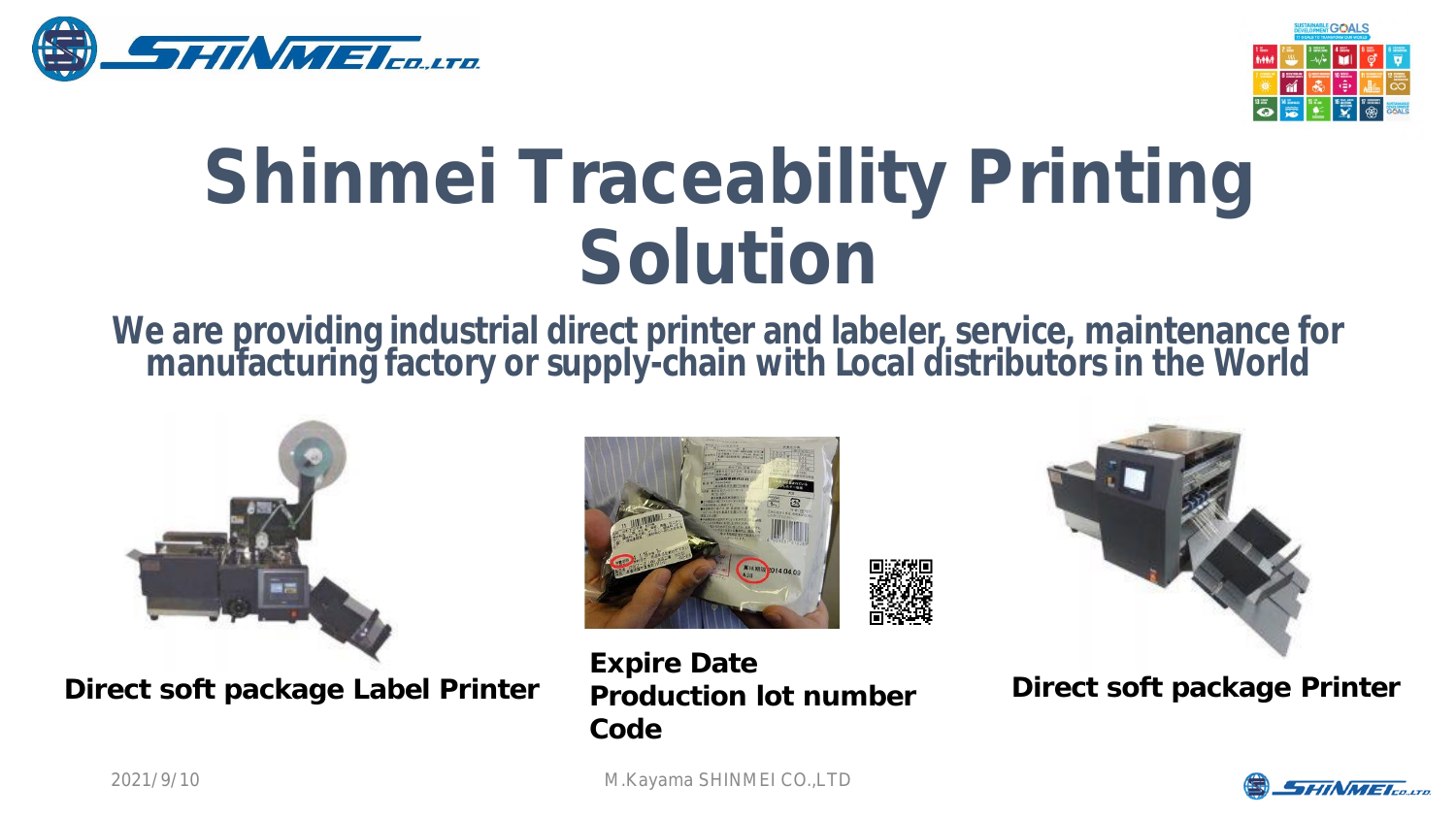# Shinmei Traceability Printing Solution

**We are providing industrial direct printer and labeler, service, maintenance for manufacturing factory or supply-chain with Local distributors in the World**

**Direct soft package Label Printer**

**Expire Date**
**Production lot number**
**Code**

**Direct soft package Printer**

2021/9/10

M.Kayama SHINMEI CO.,LTD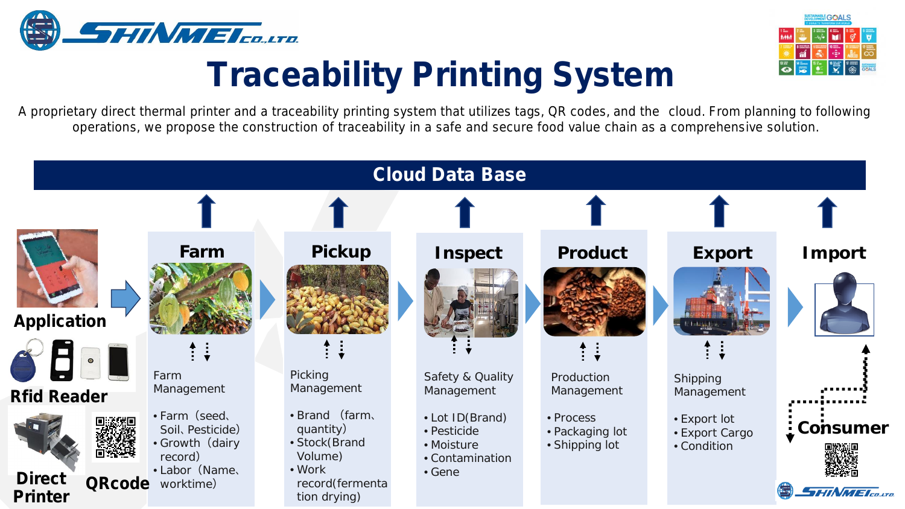# Traceability Printing System

A proprietary direct thermal printer and a traceability printing system that utilizes tags, QR codes, and the cloud. From planning to following operations, we propose the construction of traceability in a safe and secure food value chain as a comprehensive solution.

## Cloud Data Base

**Application**

**Rfid Reader**

**Direct Printer**

**QRcode**

### Farm

Farm Management

- Farm（seed、Soil、Pesticide）
- Growth（dairy record）
- Labor（Name、worktime）

### Pickup

Picking Management

- Brand （farm、quantity）
- Stock(Brand Volume)
- Work record(fermentation drying)

### Inspect

Safety & Quality Management

- Lot ID(Brand)
- Pesticide
- Moisture
- Contamination
- Gene

### Product

Production Management

- Process
- Packaging lot
- Shipping lot

### Export

Shipping Management

- Export lot
- Export Cargo
- Condition

### Import

**Consumer**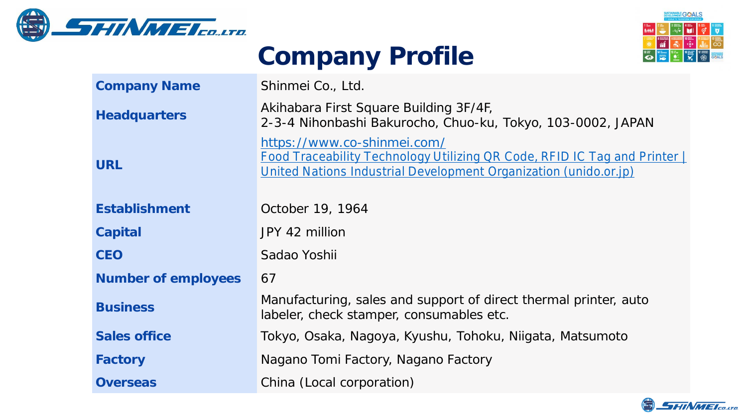# Company Profile

| | |
|---|---|
| **Company Name** | Shinmei Co., Ltd. |
| **Headquarters** | Akihabara First Square Building 3F/4F,<br>2-3-4 Nihonbashi Bakurocho, Chuo-ku, Tokyo, 103-0002, JAPAN |
| **URL** | https://www.co-shinmei.com/<br>Food Traceability Technology Utilizing QR Code, RFID IC Tag and Printer \| United Nations Industrial Development Organization (unido.or.jp) |
| **Establishment** | October 19, 1964 |
| **Capital** | JPY 42 million |
| **CEO** | Sadao Yoshii |
| **Number of employees** | 67 |
| **Business** | Manufacturing, sales and support of direct thermal printer, auto labeler, check stamper, consumables etc. |
| **Sales office** | Tokyo, Osaka, Nagoya, Kyushu, Tohoku, Niigata, Matsumoto |
| **Factory** | Nagano Tomi Factory, Nagano Factory |
| **Overseas** | China (Local corporation) |